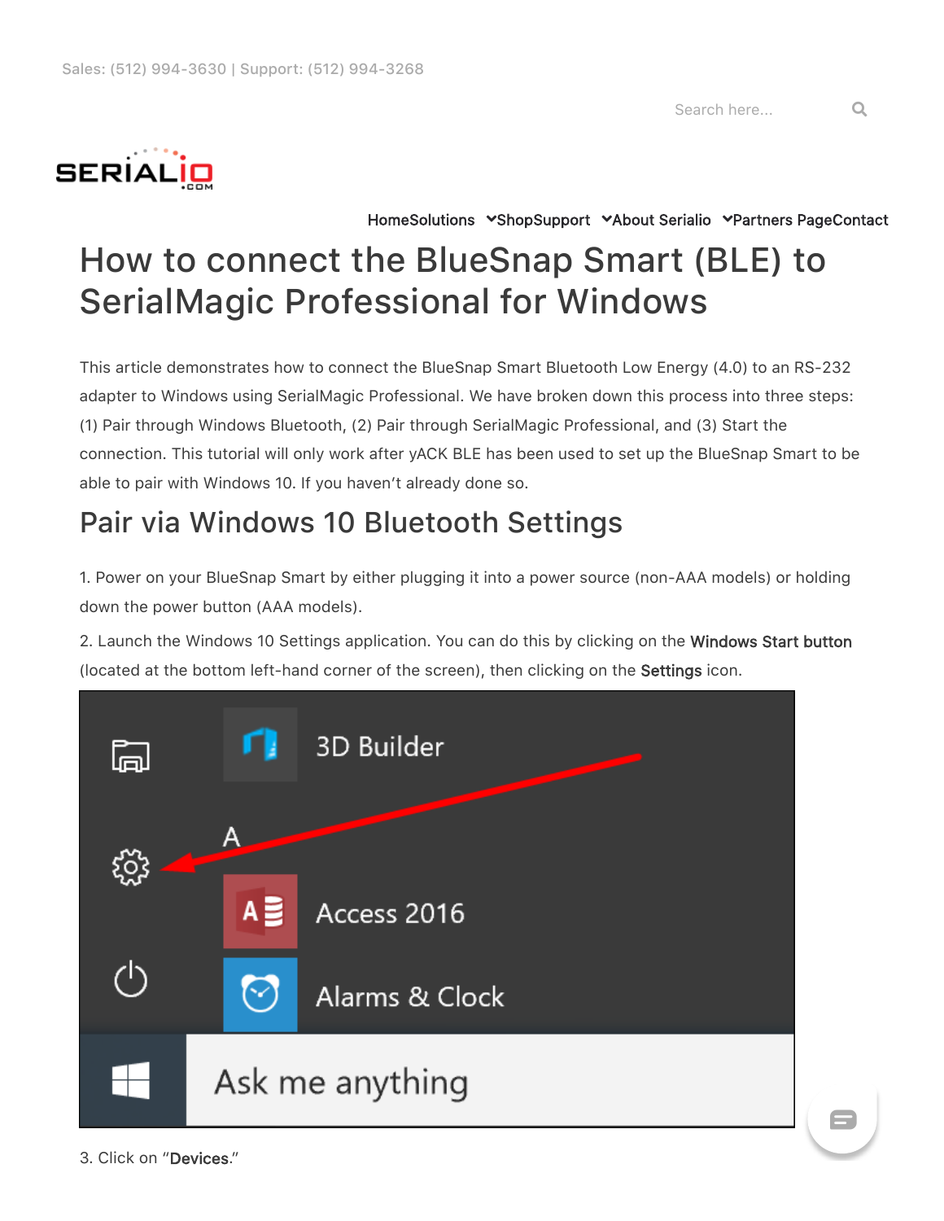Sales: (512) 994-3630 | Support: (512) 994-3268

HomeSolutions ShopSupport About Serialio Partners PageContact

# How to connect the BlueSnap Smart (BLE) to SerialMagic Professional for Windows

This article demonstrates how to connect the BlueSnap Smart Bluetooth Low Energy (4.0) to an RS-232 adapter to Windows using SerialMagic Professional. We have broken down this process into three steps: (1) Pair through Windows Bluetooth, (2) Pair through SerialMagic Professional, and (3) Start the connection. This tutorial will only work after yACK BLE has been used to set up the BlueSnap Smart to be able to pair with Windows 10. If you haven't already done so.

## Pair via Windows 10 Bluetooth Settings

1. Power on your BlueSnap Smart by either plugging it into a power source (non-AAA models) or holding down the power button (AAA models).

2. Launch the Windows 10 Settings application. You can do this by clicking on the **Windows Start button** (located at the bottom left-hand corner of the screen), then clicking on the **Settings** icon.

3. Click on "**Devices**."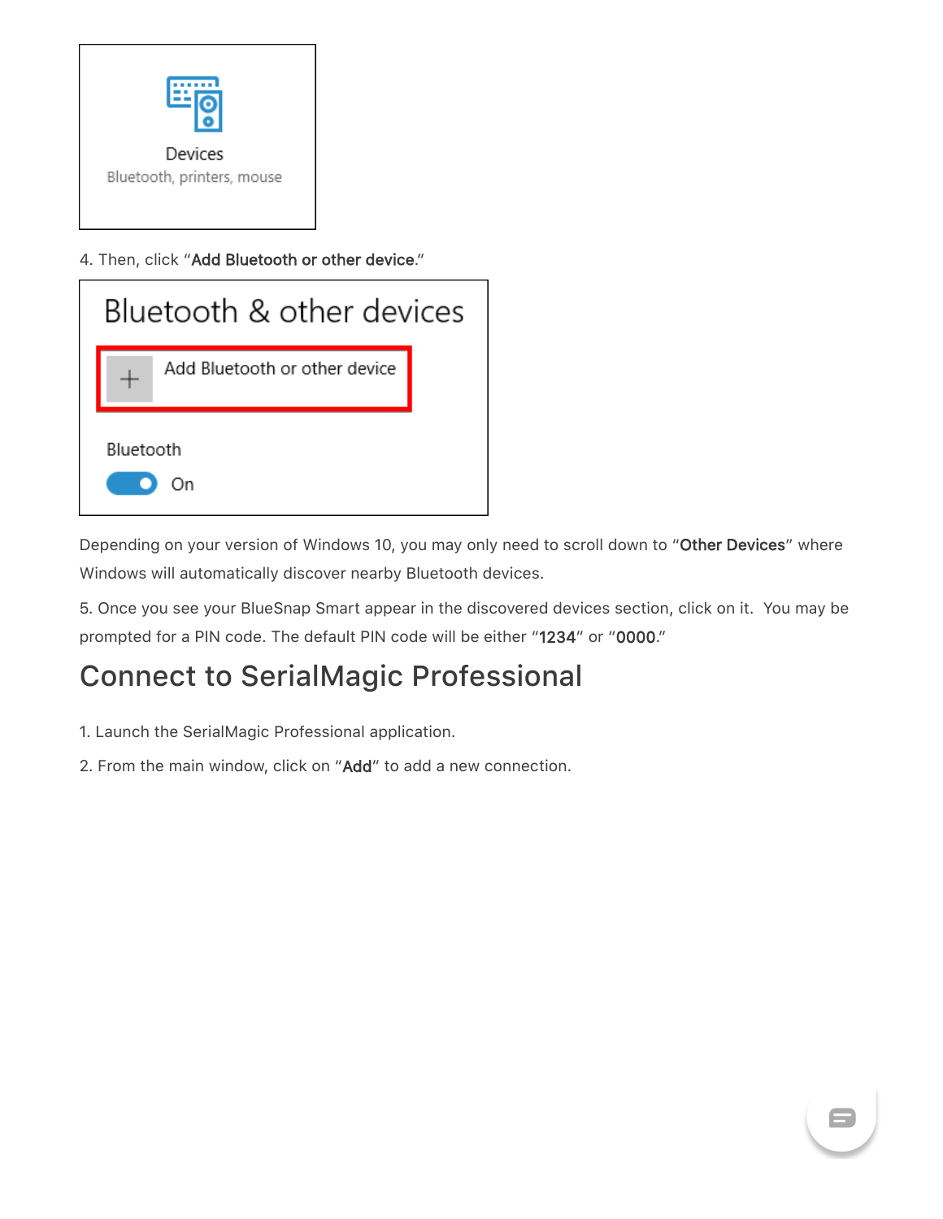4. Then, click "**Add Bluetooth or other device**."

Depending on your version of Windows 10, you may only need to scroll down to "**Other Devices**" where Windows will automatically discover nearby Bluetooth devices.

5. Once you see your BlueSnap Smart appear in the discovered devices section, click on it. You may be prompted for a PIN code. The default PIN code will be either "**1234**" or "**0000**."

## Connect to SerialMagic Professional

1. Launch the SerialMagic Professional application.

2. From the main window, click on "**Add**" to add a new connection.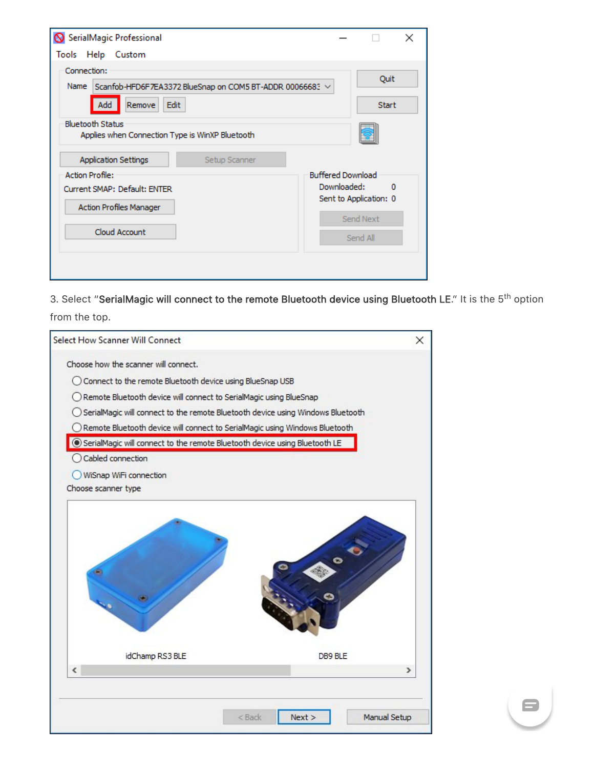3. Select “**SerialMagic will connect to the remote Bluetooth device using Bluetooth LE**.” It is the 5th option from the top.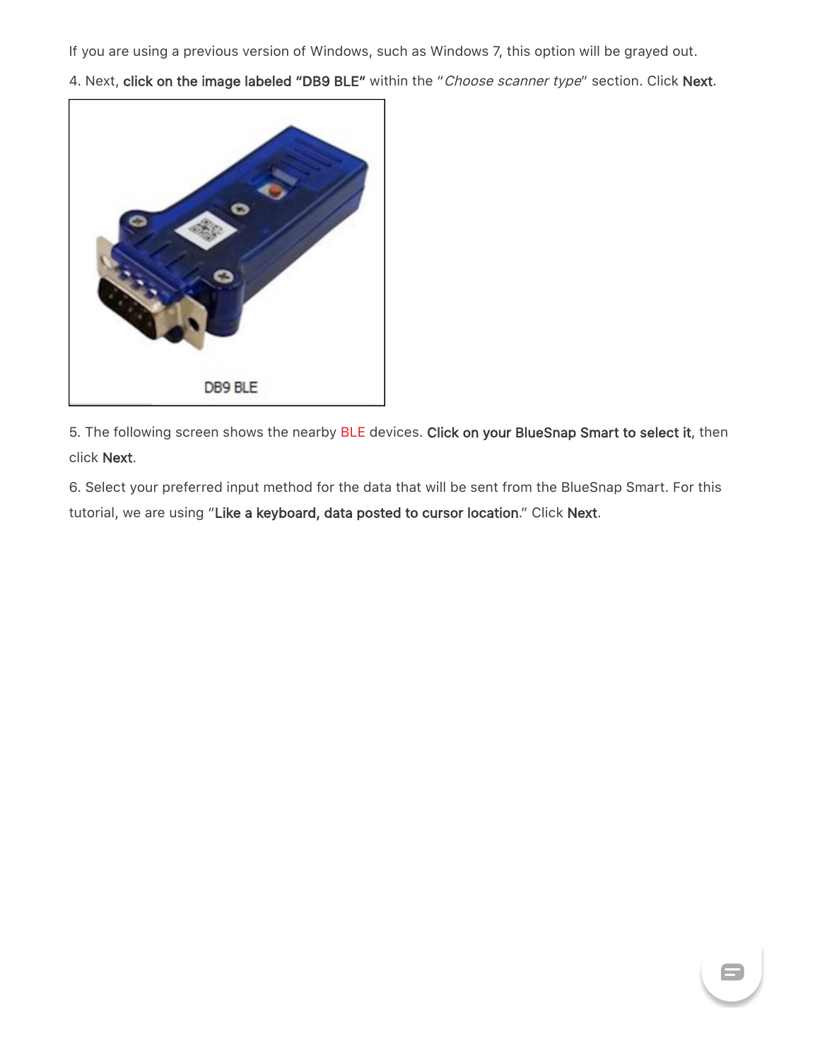If you are using a previous version of Windows, such as Windows 7, this option will be grayed out.

4. Next, **click on the image labeled "DB9 BLE"** within the "*Choose scanner type*" section. Click **Next**.

DB9 BLE

5. The following screen shows the nearby BLE devices. **Click on your BlueSnap Smart to select it**, then click **Next**.

6. Select your preferred input method for the data that will be sent from the BlueSnap Smart. For this tutorial, we are using "**Like a keyboard, data posted to cursor location**." Click **Next**.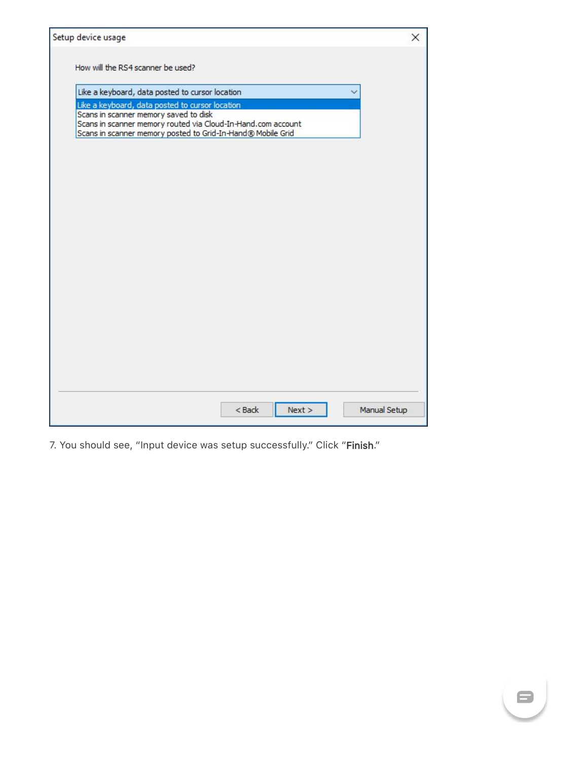Setup device usage

How will the RS4 scanner be used?

- Like a keyboard, data posted to cursor location
- Scans in scanner memory saved to disk
- Scans in scanner memory routed via Cloud-In-Hand.com account
- Scans in scanner memory posted to Grid-In-Hand® Mobile Grid

< Back | Next > | Manual Setup

7. You should see, "Input device was setup successfully." Click "**Finish**."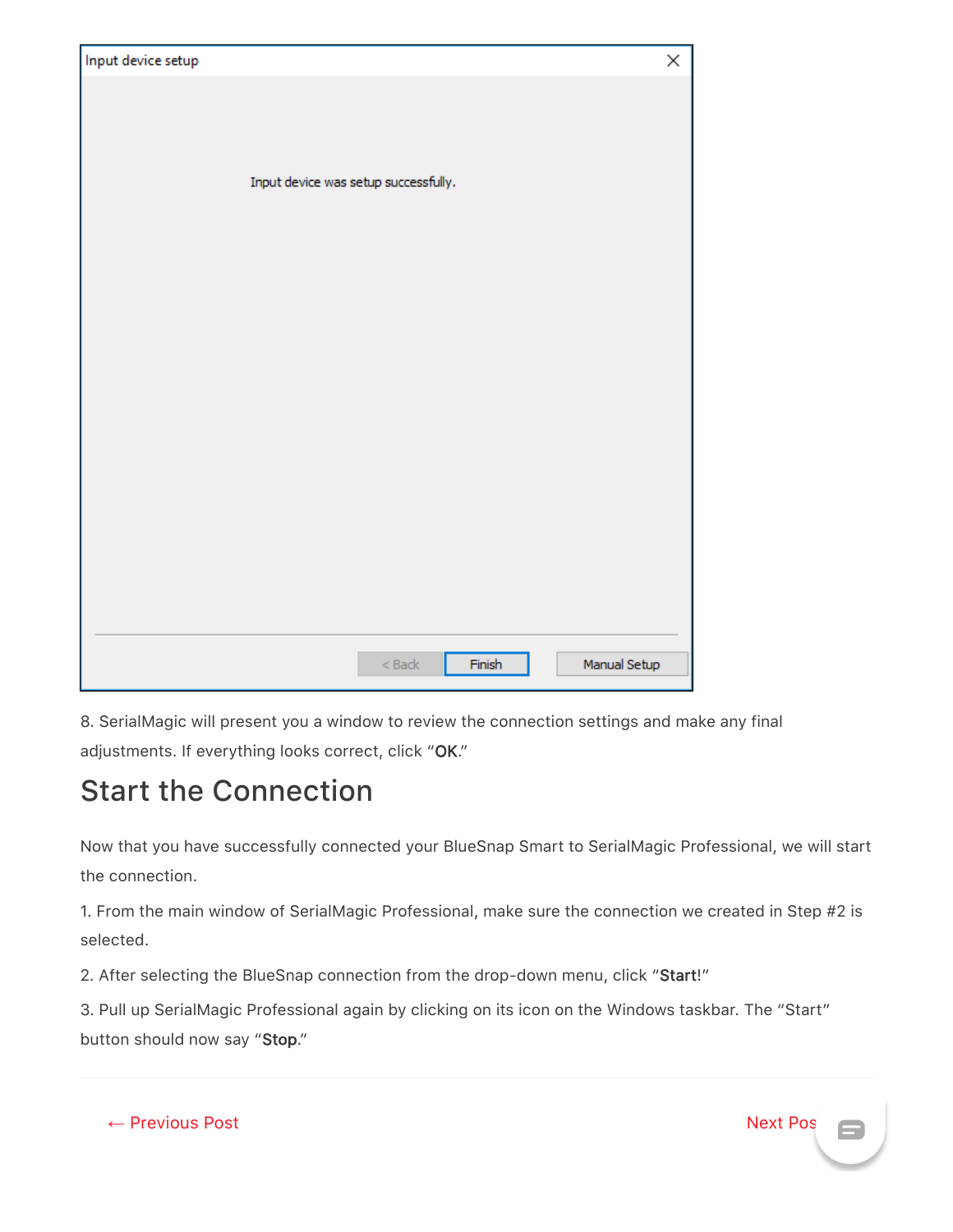8. SerialMagic will present you a window to review the connection settings and make any final adjustments. If everything looks correct, click "**OK**."

## Start the Connection

Now that you have successfully connected your BlueSnap Smart to SerialMagic Professional, we will start the connection.

1. From the main window of SerialMagic Professional, make sure the connection we created in Step #2 is selected.

2. After selecting the BlueSnap connection from the drop-down menu, click "**Start!**"

3. Pull up SerialMagic Professional again by clicking on its icon on the Windows taskbar. The "Start" button should now say "**Stop**."

← Previous Post

Next Pos